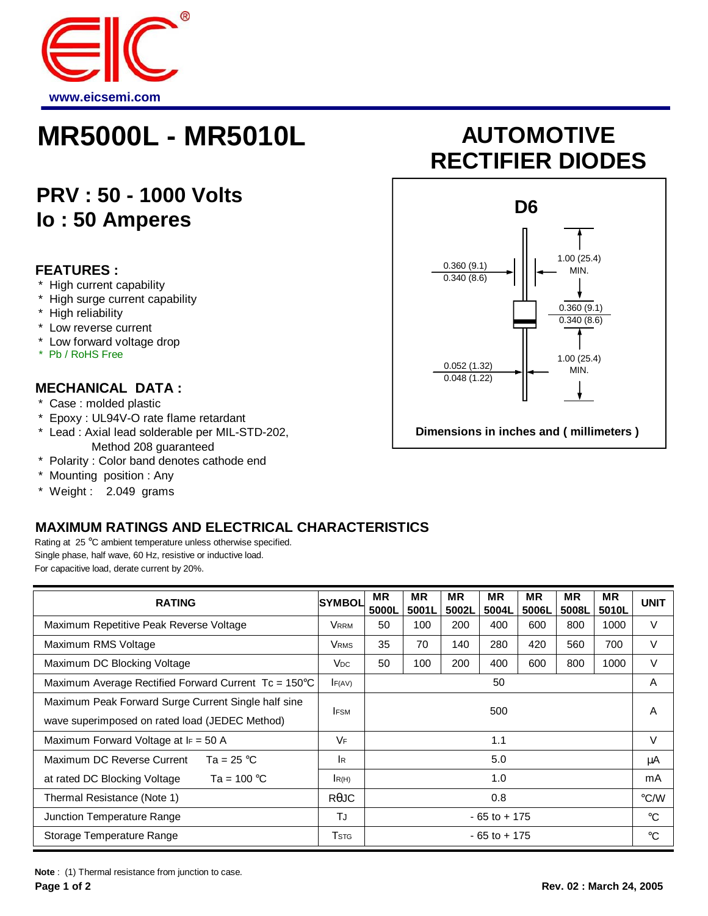www.eicsemi.com

# MR5000L - MR5010L

# AUTOMOTIVE RECTIFIER DIODES

## PRV : 50 - 1000 Volts
## Io : 50 Amperes

D6

0.360 (9.1)
0.340 (8.6)

1.00 (25.4) MIN.

0.360 (9.1)
0.340 (8.6)

1.00 (25.4) MIN.

0.052 (1.32)
0.048 (1.22)

Dimensions in inches and ( millimeters )

### FEATURES :

* High current capability
* High surge current capability
* High reliability
* Low reverse current
* Low forward voltage drop
* Pb / RoHS Free

### MECHANICAL DATA :

* Case : molded plastic
* Epoxy : UL94V-O rate flame retardant
* Lead : Axial lead solderable per MIL-STD-202, Method 208 guaranteed
* Polarity : Color band denotes cathode end
* Mounting position : Any
* Weight : 2.049 grams

### MAXIMUM RATINGS AND ELECTRICAL CHARACTERISTICS

Rating at 25 °C ambient temperature unless otherwise specified.
Single phase, half wave, 60 Hz, resistive or inductive load.
For capacitive load, derate current by 20%.

| RATING | SYMBOL | MR 5000L | MR 5001L | MR 5002L | MR 5004L | MR 5006L | MR 5008L | MR 5010L | UNIT |
|---|---|---|---|---|---|---|---|---|---|
| Maximum Repetitive Peak Reverse Voltage | $V_{RRM}$ | 50 | 100 | 200 | 400 | 600 | 800 | 1000 | V |
| Maximum RMS Voltage | $V_{RMS}$ | 35 | 70 | 140 | 280 | 420 | 560 | 700 | V |
| Maximum DC Blocking Voltage | $V_{DC}$ | 50 | 100 | 200 | 400 | 600 | 800 | 1000 | V |
| Maximum Average Rectified Forward Current Tc = 150°C | $I_{F(AV)}$ | 50 | | | | | | | A |
| Maximum Peak Forward Surge Current Single half sine wave superimposed on rated load (JEDEC Method) | $I_{FSM}$ | 500 | | | | | | | A |
| Maximum Forward Voltage at $I_F$ = 50 A | $V_F$ | 1.1 | | | | | | | V |
| Maximum DC Reverse Current Ta = 25 °C | $I_R$ | 5.0 | | | | | | | μA |
| at rated DC Blocking Voltage Ta = 100 °C | $I_{R(H)}$ | 1.0 | | | | | | | mA |
| Thermal Resistance (Note 1) | $R_{\theta JC}$ | 0.8 | | | | | | | °C/W |
| Junction Temperature Range | $T_J$ | - 65 to + 175 | | | | | | | °C |
| Storage Temperature Range | $T_{STG}$ | - 65 to + 175 | | | | | | | °C |

**Note** : (1) Thermal resistance from junction to case.

Rev. 02 : March 24, 2005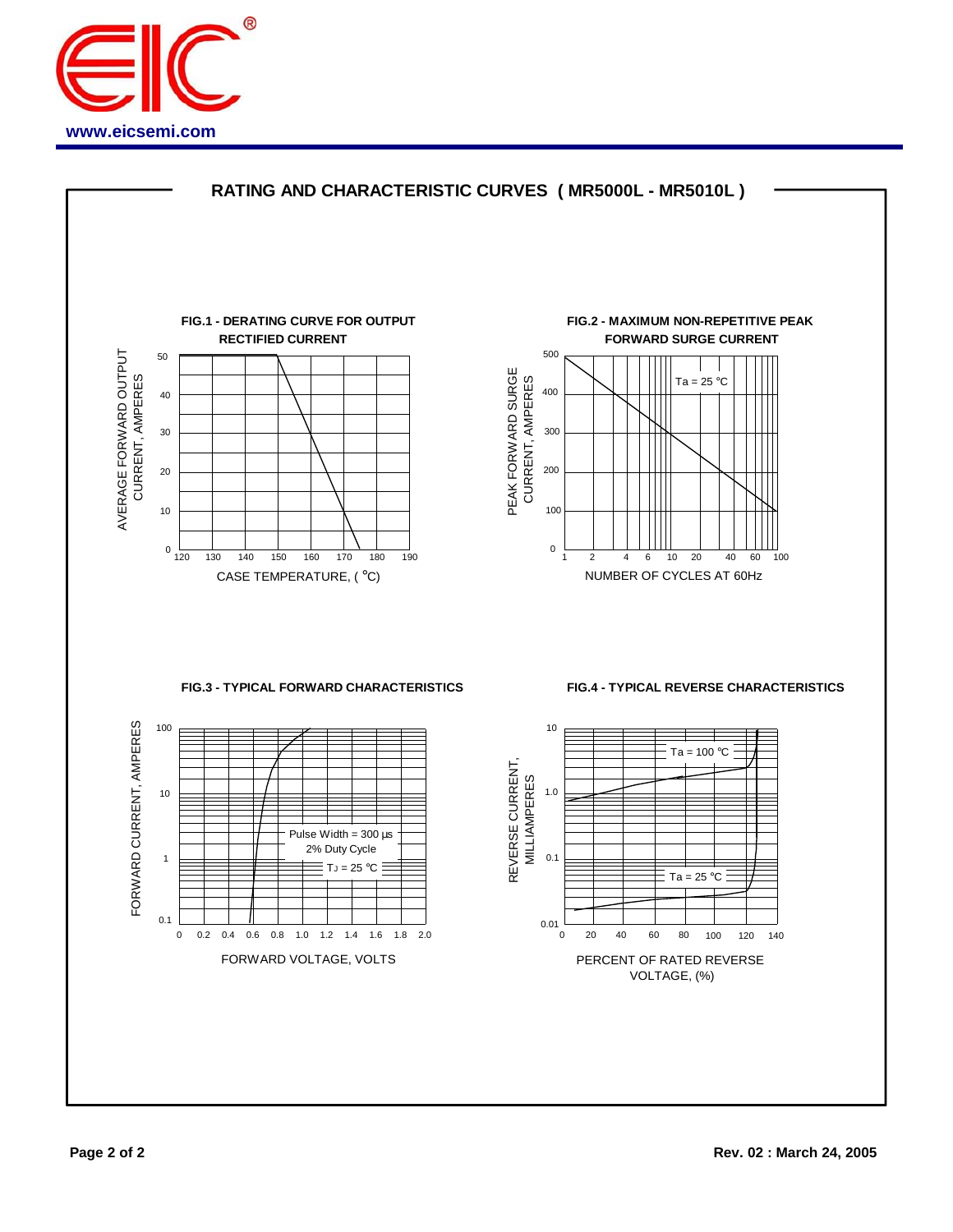www.eicsemi.com

## RATING AND CHARACTERISTIC CURVES ( MR5000L - MR5010L )

**FIG.1 - DERATING CURVE FOR OUTPUT RECTIFIED CURRENT**

AVERAGE FORWARD OUTPUT CURRENT, AMPERES

50
40
30
20
10
0

120 130 140 150 160 170 180 190

CASE TEMPERATURE, ( °C)

**FIG.2 - MAXIMUM NON-REPETITIVE PEAK FORWARD SURGE CURRENT**

PEAK FORWARD SURGE CURRENT, AMPERES

500
400
300
200
100
0

Ta = 25 °C

1 2 4 6 10 20 40 60 100

NUMBER OF CYCLES AT 60Hz

**FIG.3 - TYPICAL FORWARD CHARACTERISTICS**

FORWARD CURRENT, AMPERES

100
10
1
0.1

Pulse Width = 300 μs
2% Duty Cycle
$T_J$ = 25 °C

0 0.2 0.4 0.6 0.8 1.0 1.2 1.4 1.6 1.8 2.0

FORWARD VOLTAGE, VOLTS

**FIG.4 - TYPICAL REVERSE CHARACTERISTICS**

REVERSE CURRENT, MILLIAMPERES

10
1.0
0.1
0.01

Ta = 100 °C

Ta = 25 °C

0 20 40 60 80 100 120 140

PERCENT OF RATED REVERSE VOLTAGE, (%)

Rev. 02 : March 24, 2005